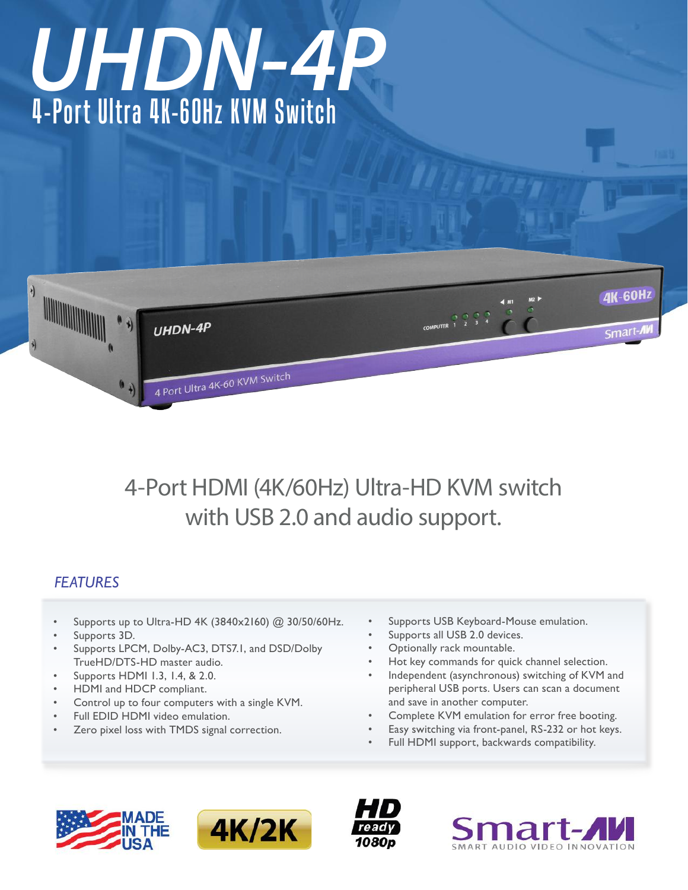# UHDN-4P

## 4-Port Ultra 4K-60Hz KVM Switch

4-Port HDMI (4K/60Hz) Ultra-HD KVM switch with USB 2.0 and audio support.

### FEATURES

- Supports up to Ultra-HD 4K (3840x2160) @ 30/50/60Hz.
- Supports 3D.
- Supports LPCM, Dolby-AC3, DTS7.1, and DSD/Dolby TrueHD/DTS-HD master audio.
- Supports HDMI 1.3, 1.4, & 2.0.
- HDMI and HDCP compliant.
- Control up to four computers with a single KVM.
- Full EDID HDMI video emulation.
- Zero pixel loss with TMDS signal correction.
- Supports USB Keyboard-Mouse emulation.
- Supports all USB 2.0 devices.
- Optionally rack mountable.
- Hot key commands for quick channel selection.
- Independent (asynchronous) switching of KVM and peripheral USB ports. Users can scan a document and save in another computer.
- Complete KVM emulation for error free booting.
- Easy switching via front-panel, RS-232 or hot keys.
- Full HDMI support, backwards compatibility.

MADE IN THE USA | 4K/2K | HD ready 1080p | Smart-AVI SMART AUDIO VIDEO INNOVATION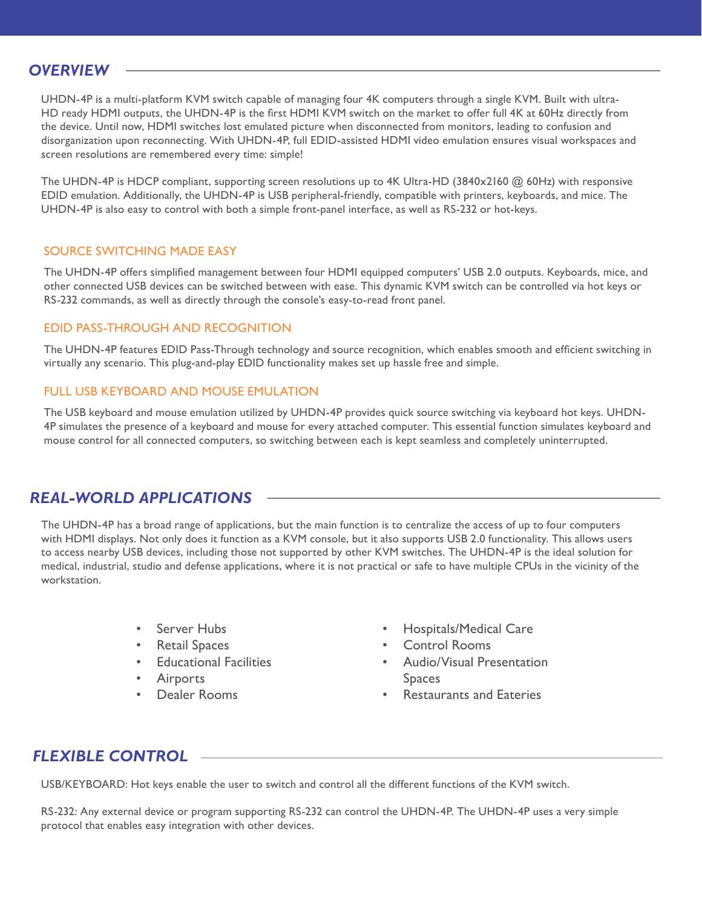## OVERVIEW

UHDN-4P is a multi-platform KVM switch capable of managing four 4K computers through a single KVM. Built with ultra-HD ready HDMI outputs, the UHDN-4P is the first HDMI KVM switch on the market to offer full 4K at 60Hz directly from the device. Until now, HDMI switches lost emulated picture when disconnected from monitors, leading to confusion and disorganization upon reconnecting. With UHDN-4P, full EDID-assisted HDMI video emulation ensures visual workspaces and screen resolutions are remembered every time: simple!

The UHDN-4P is HDCP compliant, supporting screen resolutions up to 4K Ultra-HD (3840x2160 @ 60Hz) with responsive EDID emulation. Additionally, the UHDN-4P is USB peripheral-friendly, compatible with printers, keyboards, and mice. The UHDN-4P is also easy to control with both a simple front-panel interface, as well as RS-232 or hot-keys.

### SOURCE SWITCHING MADE EASY

The UHDN-4P offers simplified management between four HDMI equipped computers' USB 2.0 outputs. Keyboards, mice, and other connected USB devices can be switched between with ease. This dynamic KVM switch can be controlled via hot keys or RS-232 commands, as well as directly through the console's easy-to-read front panel.

### EDID PASS-THROUGH AND RECOGNITION

The UHDN-4P features EDID Pass-Through technology and source recognition, which enables smooth and efficient switching in virtually any scenario. This plug-and-play EDID functionality makes set up hassle free and simple.

### FULL USB KEYBOARD AND MOUSE EMULATION

The USB keyboard and mouse emulation utilized by UHDN-4P provides quick source switching via keyboard hot keys. UHDN-4P simulates the presence of a keyboard and mouse for every attached computer. This essential function simulates keyboard and mouse control for all connected computers, so switching between each is kept seamless and completely uninterrupted.

## REAL-WORLD APPLICATIONS

The UHDN-4P has a broad range of applications, but the main function is to centralize the access of up to four computers with HDMI displays. Not only does it function as a KVM console, but it also supports USB 2.0 functionality. This allows users to access nearby USB devices, including those not supported by other KVM switches. The UHDN-4P is the ideal solution for medical, industrial, studio and defense applications, where it is not practical or safe to have multiple CPUs in the vicinity of the workstation.

- Server Hubs
- Retail Spaces
- Educational Facilities
- Airports
- Dealer Rooms
- Hospitals/Medical Care
- Control Rooms
- Audio/Visual Presentation Spaces
- Restaurants and Eateries

## FLEXIBLE CONTROL

USB/KEYBOARD: Hot keys enable the user to switch and control all the different functions of the KVM switch.

RS-232: Any external device or program supporting RS-232 can control the UHDN-4P. The UHDN-4P uses a very simple protocol that enables easy integration with other devices.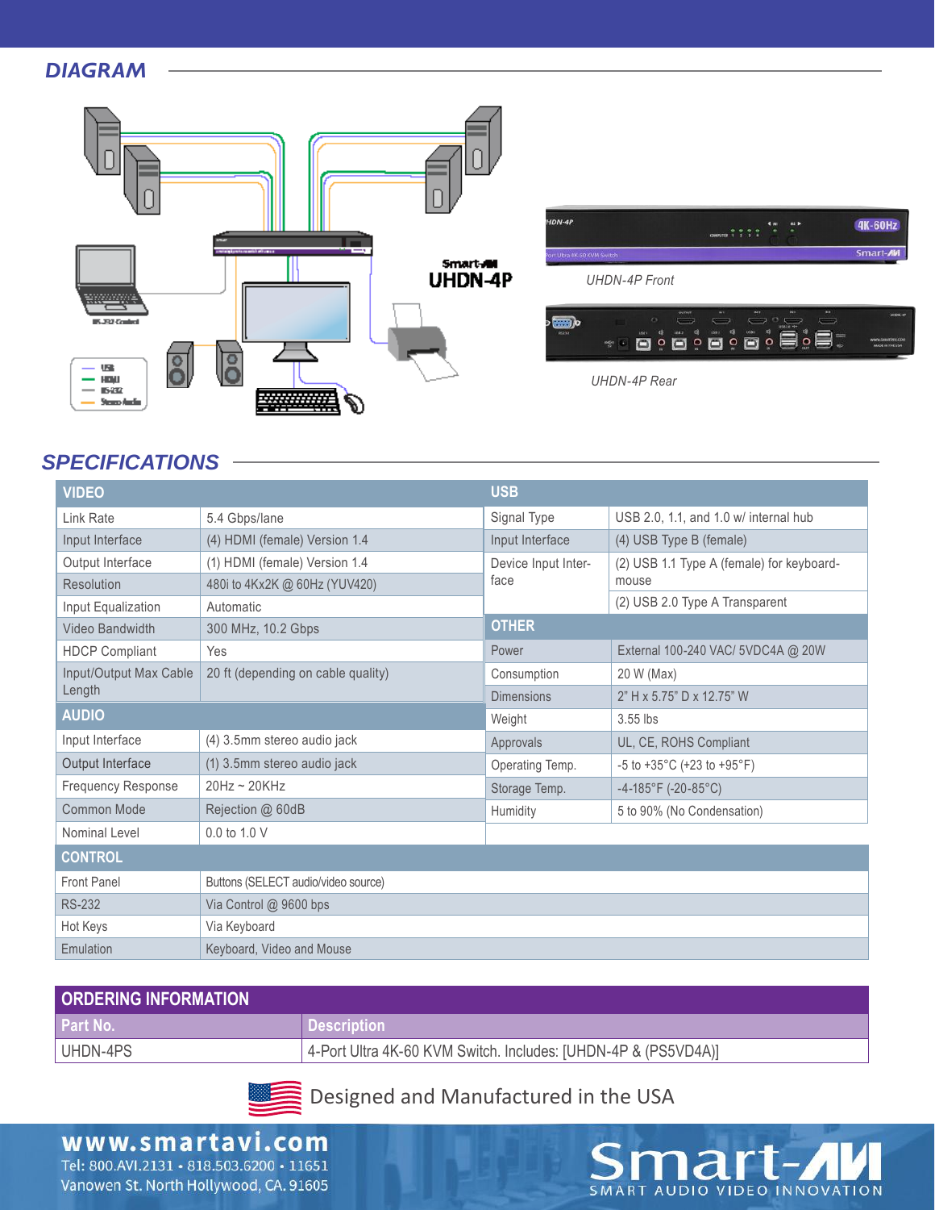## DIAGRAM

Smart-AVI UHDN-4P

USB
HDMI
RS-232
Stereo Audio

RS-232 Control

UHDN-4P Front

UHDN-4P Rear

## SPECIFICATIONS

| VIDEO | |
|---|---|
| Link Rate | 5.4 Gbps/lane |
| Input Interface | (4) HDMI (female) Version 1.4 |
| Output Interface | (1) HDMI (female) Version 1.4 |
| Resolution | 480i to 4Kx2K @ 60Hz (YUV420) |
| Input Equalization | Automatic |
| Video Bandwidth | 300 MHz, 10.2 Gbps |
| HDCP Compliant | Yes |
| Input/Output Max Cable Length | 20 ft (depending on cable quality) |

| AUDIO | |
|---|---|
| Input Interface | (4) 3.5mm stereo audio jack |
| Output Interface | (1) 3.5mm stereo audio jack |
| Frequency Response | 20Hz ~ 20KHz |
| Common Mode | Rejection @ 60dB |
| Nominal Level | 0.0 to 1.0 V |

| USB | |
|---|---|
| Signal Type | USB 2.0, 1.1, and 1.0 w/ internal hub |
| Input Interface | (4) USB Type B (female) |
| Device Input Interface | (2) USB 1.1 Type A (female) for keyboard-mouse |
| | (2) USB 2.0 Type A Transparent |

| OTHER | |
|---|---|
| Power | External 100-240 VAC/ 5VDC4A @ 20W |
| Consumption | 20 W (Max) |
| Dimensions | 2" H x 5.75" D x 12.75" W |
| Weight | 3.55 lbs |
| Approvals | UL, CE, ROHS Compliant |
| Operating Temp. | -5 to +35°C (+23 to +95°F) |
| Storage Temp. | -4-185°F (-20-85°C) |
| Humidity | 5 to 90% (No Condensation) |

| CONTROL | |
|---|---|
| Front Panel | Buttons (SELECT audio/video source) |
| RS-232 | Via Control @ 9600 bps |
| Hot Keys | Via Keyboard |
| Emulation | Keyboard, Video and Mouse |

## ORDERING INFORMATION

| Part No. | Description |
|---|---|
| UHDN-4PS | 4-Port Ultra 4K-60 KVM Switch. Includes: [UHDN-4P & (PS5VD4A)] |

Designed and Manufactured in the USA

**www.smartavi.com**
Tel: 800.AVI.2131 • 818.503.6200 • 11651 Vanowen St. North Hollywood, CA. 91605

Smart-AVI
SMART AUDIO VIDEO INNOVATION